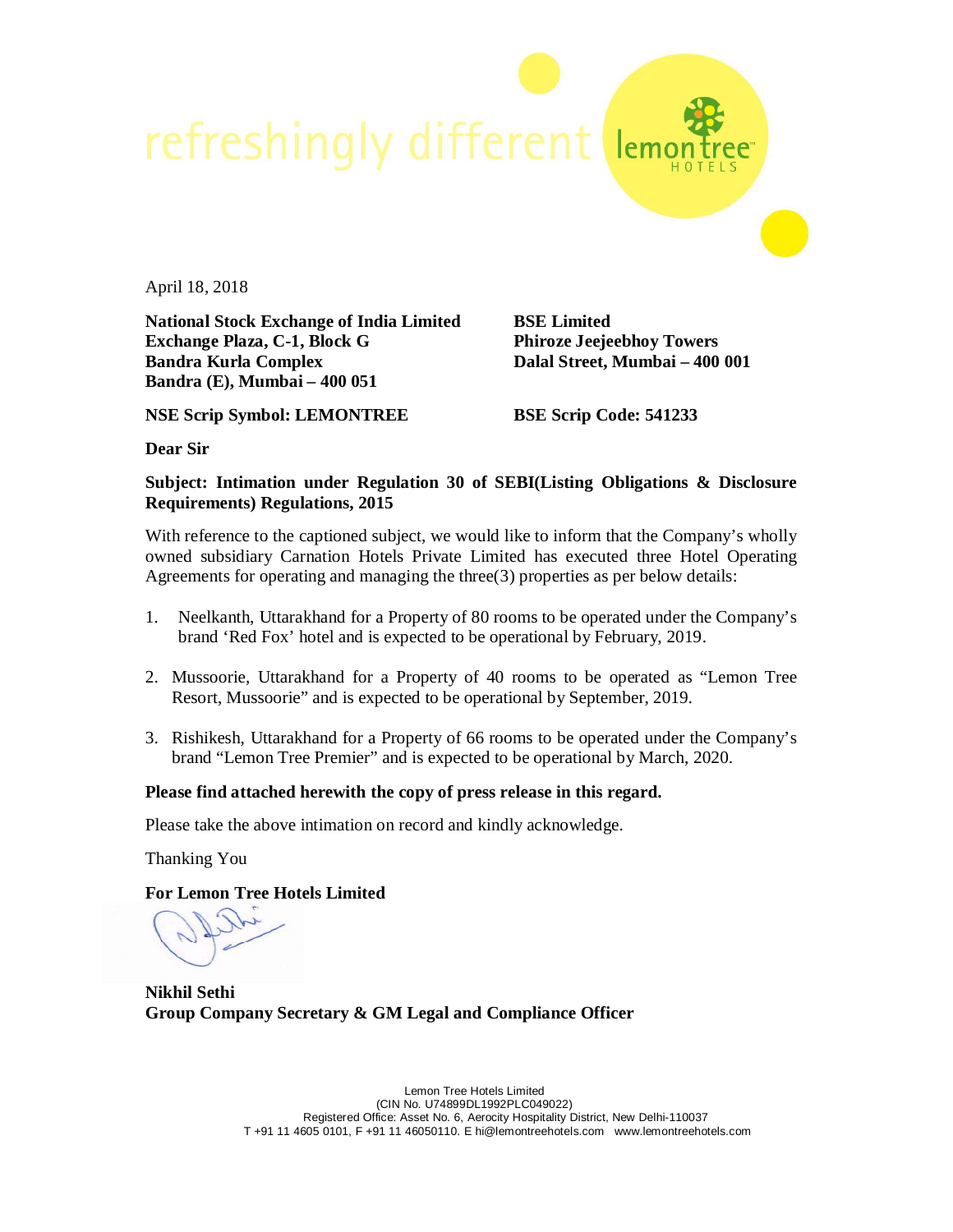refreshingly different lemon tree HOTELS

April 18, 2018

**National Stock Exchange of India Limited**
**Exchange Plaza, C-1, Block G**
**Bandra Kurla Complex**
**Bandra (E), Mumbai – 400 051**

**NSE Scrip Symbol: LEMONTREE**

**BSE Limited**
**Phiroze Jeejeebhoy Towers**
**Dalal Street, Mumbai – 400 001**

**BSE Scrip Code: 541233**

**Dear Sir**

**Subject: Intimation under Regulation 30 of SEBI(Listing Obligations & Disclosure Requirements) Regulations, 2015**

With reference to the captioned subject, we would like to inform that the Company's wholly owned subsidiary Carnation Hotels Private Limited has executed three Hotel Operating Agreements for operating and managing the three(3) properties as per below details:

1. Neelkanth, Uttarakhand for a Property of 80 rooms to be operated under the Company's brand 'Red Fox' hotel and is expected to be operational by February, 2019.
2. Mussoorie, Uttarakhand for a Property of 40 rooms to be operated as "Lemon Tree Resort, Mussoorie" and is expected to be operational by September, 2019.
3. Rishikesh, Uttarakhand for a Property of 66 rooms to be operated under the Company's brand "Lemon Tree Premier" and is expected to be operational by March, 2020.

**Please find attached herewith the copy of press release in this regard.**

Please take the above intimation on record and kindly acknowledge.

Thanking You

**For Lemon Tree Hotels Limited**

**Nikhil Sethi**
**Group Company Secretary & GM Legal and Compliance Officer**

Lemon Tree Hotels Limited
(CIN No. U74899DL1992PLC049022)
Registered Office: Asset No. 6, Aerocity Hospitality District, New Delhi-110037
T +91 11 4605 0101, F +91 11 46050110. E hi@lemontreehotels.com www.lemontreehotels.com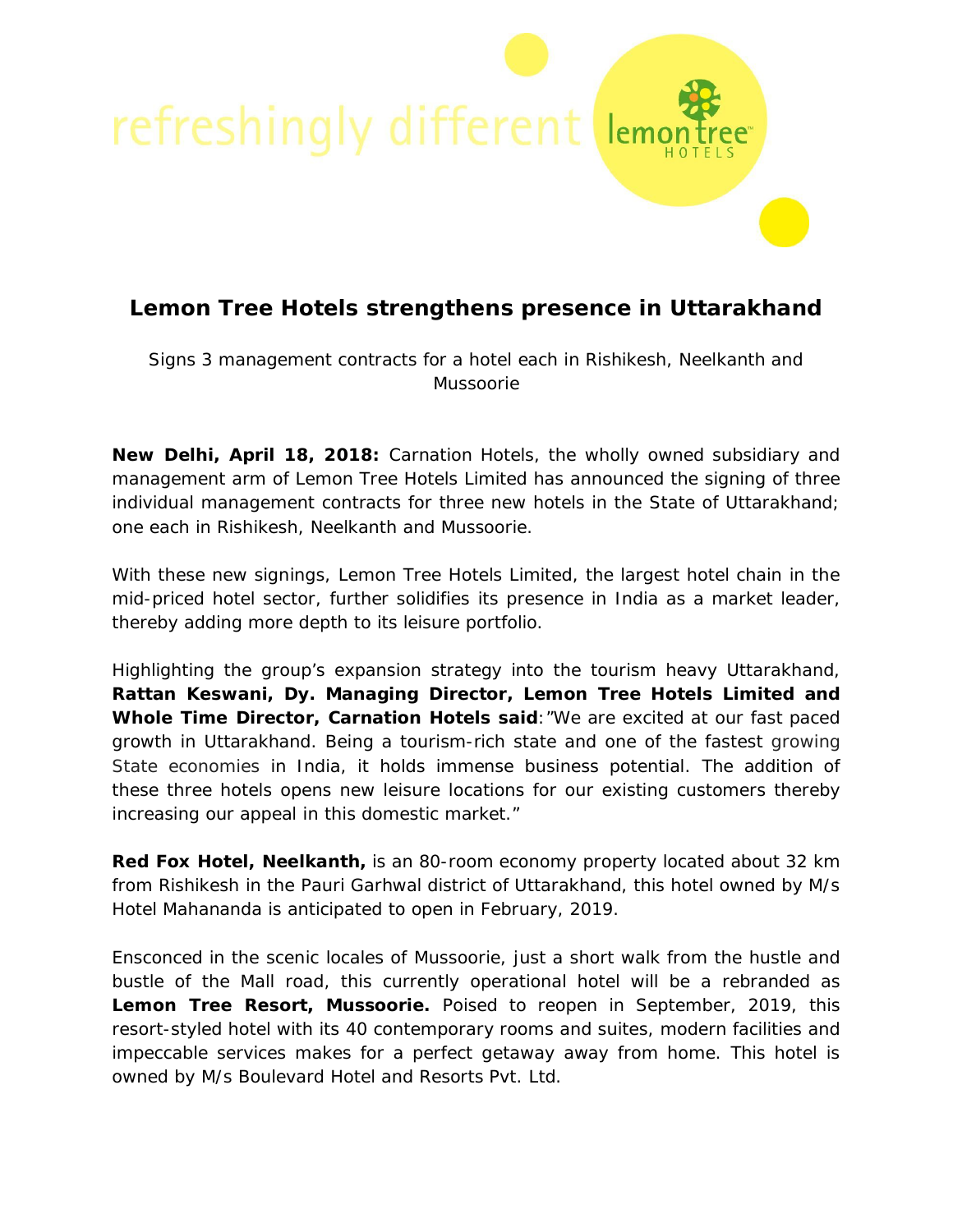refreshingly different

# Lemon Tree Hotels strengthens presence in Uttarakhand

Signs 3 management contracts for a hotel each in Rishikesh, Neelkanth and Mussoorie

**New Delhi, April 18, 2018:** Carnation Hotels, the wholly owned subsidiary and management arm of Lemon Tree Hotels Limited has announced the signing of three individual management contracts for three new hotels in the State of Uttarakhand; one each in Rishikesh, Neelkanth and Mussoorie.

With these new signings, Lemon Tree Hotels Limited, the largest hotel chain in the mid-priced hotel sector, further solidifies its presence in India as a market leader, thereby adding more depth to its leisure portfolio.

Highlighting the group's expansion strategy into the tourism heavy Uttarakhand, **Rattan Keswani, Dy. Managing Director, Lemon Tree Hotels Limited and Whole Time Director, Carnation Hotels said**:"We are excited at our fast paced growth in Uttarakhand. Being a tourism-rich state and one of the fastest growing State economies in India, it holds immense business potential. The addition of these three hotels opens new leisure locations for our existing customers thereby increasing our appeal in this domestic market."

**Red Fox Hotel, Neelkanth,** is an 80-room economy property located about 32 km from Rishikesh in the Pauri Garhwal district of Uttarakhand, this hotel owned by M/s Hotel Mahananda is anticipated to open in February, 2019.

Ensconced in the scenic locales of Mussoorie, just a short walk from the hustle and bustle of the Mall road, this currently operational hotel will be a rebranded as **Lemon Tree Resort, Mussoorie.** Poised to reopen in September, 2019, this resort-styled hotel with its 40 contemporary rooms and suites, modern facilities and impeccable services makes for a perfect getaway away from home. This hotel is owned by M/s Boulevard Hotel and Resorts Pvt. Ltd.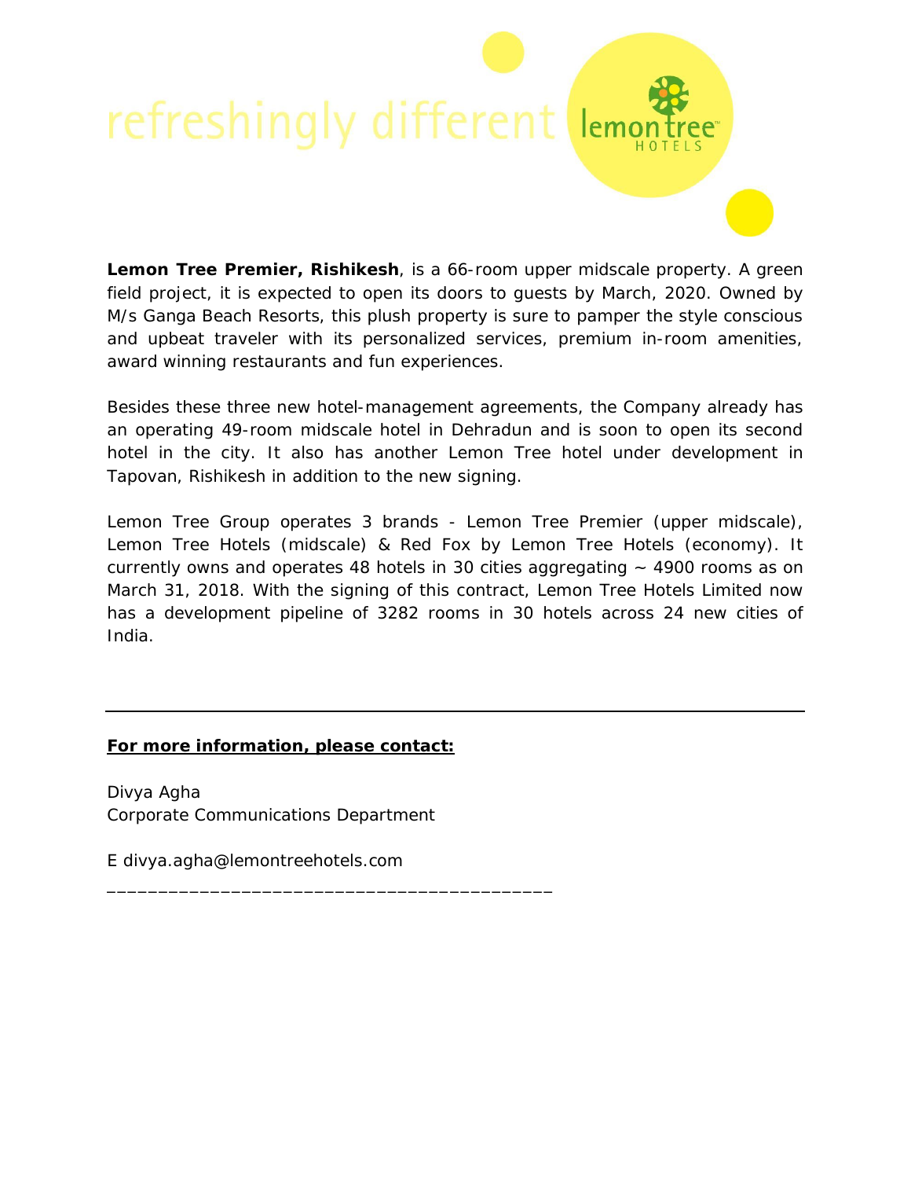**Lemon Tree Premier, Rishikesh**, is a 66-room upper midscale property. A green field project, it is expected to open its doors to guests by March, 2020. Owned by M/s Ganga Beach Resorts, this plush property is sure to pamper the style conscious and upbeat traveler with its personalized services, premium in-room amenities, award winning restaurants and fun experiences.

Besides these three new hotel-management agreements, the Company already has an operating 49-room midscale hotel in Dehradun and is soon to open its second hotel in the city. It also has another Lemon Tree hotel under development in Tapovan, Rishikesh in addition to the new signing.

Lemon Tree Group operates 3 brands - Lemon Tree Premier (upper midscale), Lemon Tree Hotels (midscale) & Red Fox by Lemon Tree Hotels (economy). It currently owns and operates 48 hotels in 30 cities aggregating ~ 4900 rooms as on March 31, 2018. With the signing of this contract, Lemon Tree Hotels Limited now has a development pipeline of 3282 rooms in 30 hotels across 24 new cities of India.

---

**For more information, please contact:**

Divya Agha
Corporate Communications Department

E divya.agha@lemontreehotels.com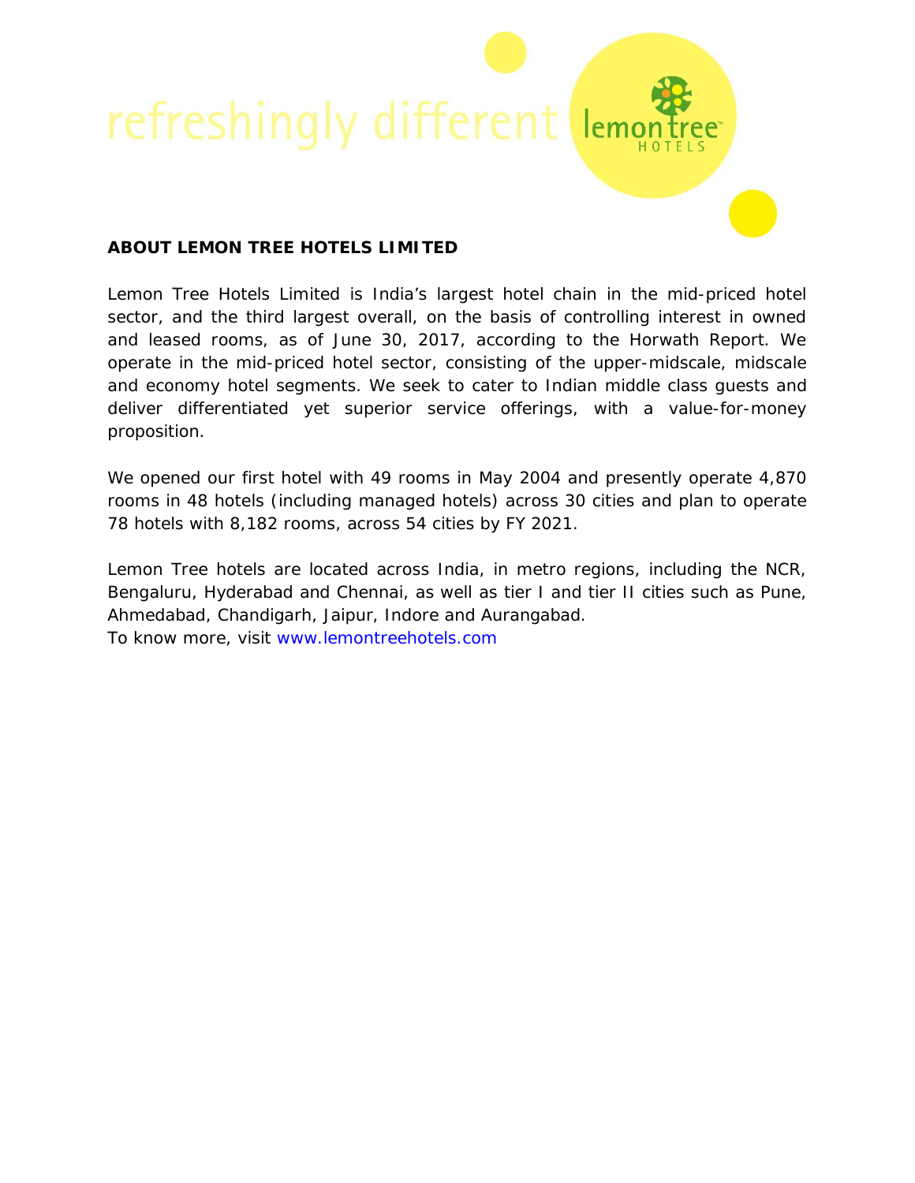refreshingly different

## ABOUT LEMON TREE HOTELS LIMITED

Lemon Tree Hotels Limited is India's largest hotel chain in the mid-priced hotel sector, and the third largest overall, on the basis of controlling interest in owned and leased rooms, as of June 30, 2017, according to the Horwath Report. We operate in the mid-priced hotel sector, consisting of the upper-midscale, midscale and economy hotel segments. We seek to cater to Indian middle class guests and deliver differentiated yet superior service offerings, with a value-for-money proposition.

We opened our first hotel with 49 rooms in May 2004 and presently operate 4,870 rooms in 48 hotels (including managed hotels) across 30 cities and plan to operate 78 hotels with 8,182 rooms, across 54 cities by FY 2021.

Lemon Tree hotels are located across India, in metro regions, including the NCR, Bengaluru, Hyderabad and Chennai, as well as tier I and tier II cities such as Pune, Ahmedabad, Chandigarh, Jaipur, Indore and Aurangabad.
To know more, visit www.lemontreehotels.com